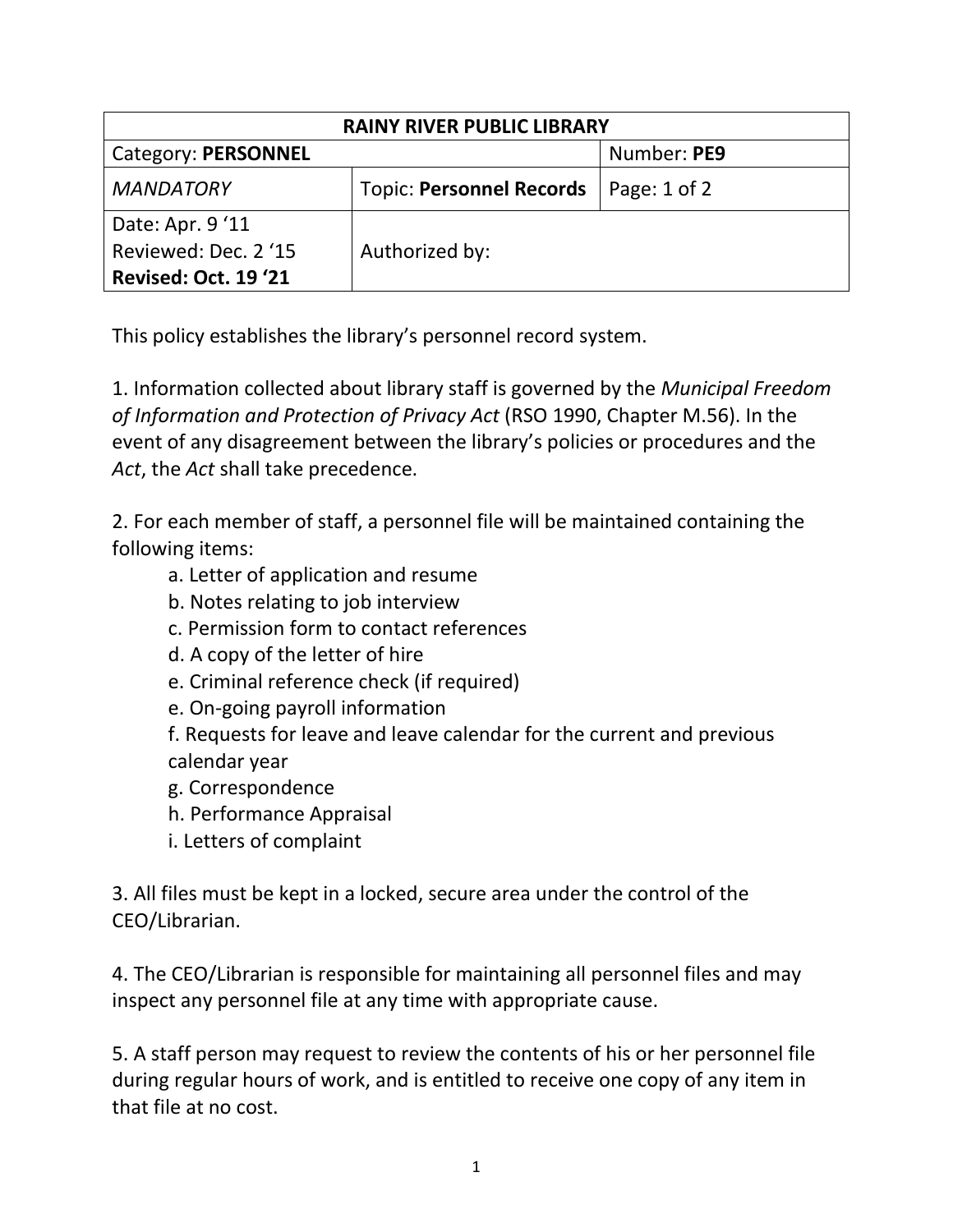| RAINY RIVER PUBLIC LIBRARY | | |
|---|---|---|
| Category: **PERSONNEL** | | Number: **PE9** |
| *MANDATORY* | Topic: **Personnel Records** | Page: 1 of 2 |
| Date: Apr. 9 '11<br>Reviewed: Dec. 2 '15<br>**Revised: Oct. 19 '21** | Authorized by: | |

This policy establishes the library's personnel record system.

1. Information collected about library staff is governed by the *Municipal Freedom of Information and Protection of Privacy Act* (RSO 1990, Chapter M.56). In the event of any disagreement between the library's policies or procedures and the *Act*, the *Act* shall take precedence.

2. For each member of staff, a personnel file will be maintained containing the following items:

    a. Letter of application and resume
    b. Notes relating to job interview
    c. Permission form to contact references
    d. A copy of the letter of hire
    e. Criminal reference check (if required)
    e. On-going payroll information
    f. Requests for leave and leave calendar for the current and previous calendar year
    g. Correspondence
    h. Performance Appraisal
    i. Letters of complaint

3. All files must be kept in a locked, secure area under the control of the CEO/Librarian.

4. The CEO/Librarian is responsible for maintaining all personnel files and may inspect any personnel file at any time with appropriate cause.

5. A staff person may request to review the contents of his or her personnel file during regular hours of work, and is entitled to receive one copy of any item in that file at no cost.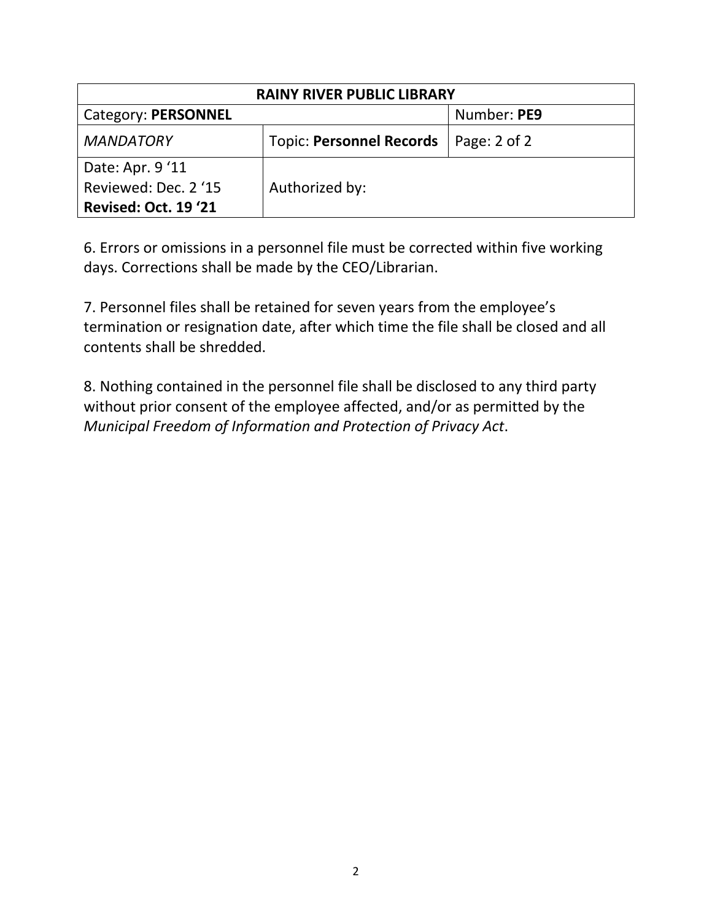| RAINY RIVER PUBLIC LIBRARY | | |
|---|---|---|
| Category: **PERSONNEL** | | Number: **PE9** |
| *MANDATORY* | Topic: **Personnel Records** | Page: 2 of 2 |
| Date: Apr. 9 '11<br>Reviewed: Dec. 2 '15<br>**Revised: Oct. 19 '21** | Authorized by: | |

6. Errors or omissions in a personnel file must be corrected within five working days. Corrections shall be made by the CEO/Librarian.

7. Personnel files shall be retained for seven years from the employee's termination or resignation date, after which time the file shall be closed and all contents shall be shredded.

8. Nothing contained in the personnel file shall be disclosed to any third party without prior consent of the employee affected, and/or as permitted by the *Municipal Freedom of Information and Protection of Privacy Act*.